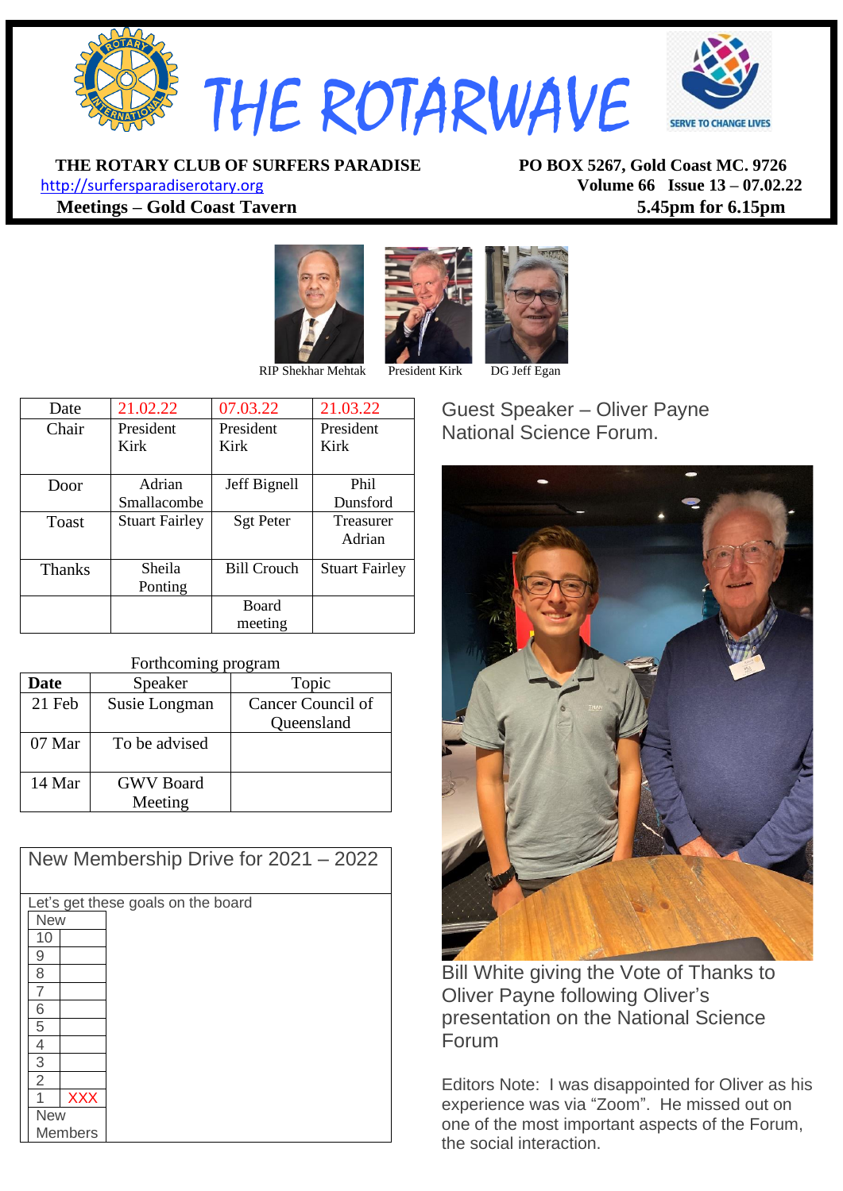# THE ROTARWAVE

SERVE TO CHANGE LIVES

**THE ROTARY CLUB OF SURFERS PARADISE** **PO BOX 5267, Gold Coast MC. 9726**

http://surfersparadiserotary.org **Volume 66 Issue 13 – 07.02.22**

**Meetings – Gold Coast Tavern** **5.45pm for 6.15pm**

RIP Shekhar Mehtak President Kirk DG Jeff Egan

| Date | 21.02.22 | 07.03.22 | 21.03.22 |
|---|---|---|---|
| Chair | President Kirk | President Kirk | President Kirk |
| Door | Adrian Smallacombe | Jeff Bignell | Phil Dunsford |
| Toast | Stuart Fairley | Sgt Peter | Treasurer Adrian |
| Thanks | Sheila Ponting | Bill Crouch | Stuart Fairley |
| | | Board meeting | |

Forthcoming program

| Date | Speaker | Topic |
|---|---|---|
| 21 Feb | Susie Longman | Cancer Council of Queensland |
| 07 Mar | To be advised | |
| 14 Mar | GWV Board Meeting | |

## New Membership Drive for 2021 – 2022

Let's get these goals on the board

| New | |
|---|---|
| 10 | |
| 9 | |
| 8 | |
| 7 | |
| 6 | |
| 5 | |
| 4 | |
| 3 | |
| 2 | |
| 1 | XXX |
| New Members | |

## Guest Speaker – Oliver Payne National Science Forum.

Bill White giving the Vote of Thanks to Oliver Payne following Oliver's presentation on the National Science Forum

Editors Note: I was disappointed for Oliver as his experience was via "Zoom". He missed out on one of the most important aspects of the Forum, the social interaction.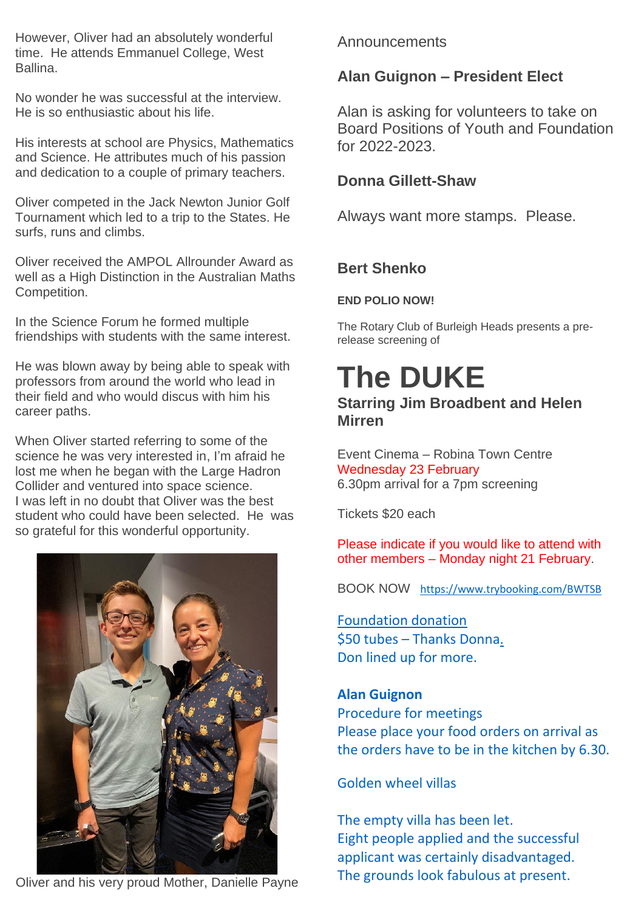However, Oliver had an absolutely wonderful time. He attends Emmanuel College, West Ballina.

No wonder he was successful at the interview. He is so enthusiastic about his life.

His interests at school are Physics, Mathematics and Science. He attributes much of his passion and dedication to a couple of primary teachers.

Oliver competed in the Jack Newton Junior Golf Tournament which led to a trip to the States. He surfs, runs and climbs.

Oliver received the AMPOL Allrounder Award as well as a High Distinction in the Australian Maths Competition.

In the Science Forum he formed multiple friendships with students with the same interest.

He was blown away by being able to speak with professors from around the world who lead in their field and who would discus with him his career paths.

When Oliver started referring to some of the science he was very interested in, I'm afraid he lost me when he began with the Large Hadron Collider and ventured into space science.
I was left in no doubt that Oliver was the best student who could have been selected. He was so grateful for this wonderful opportunity.

Oliver and his very proud Mother, Danielle Payne

Announcements

### Alan Guignon – President Elect

Alan is asking for volunteers to take on Board Positions of Youth and Foundation for 2022-2023.

### Donna Gillett-Shaw

Always want more stamps. Please.

### Bert Shenko

**END POLIO NOW!**

The Rotary Club of Burleigh Heads presents a pre-release screening of

# The DUKE

**Starring Jim Broadbent and Helen Mirren**

Event Cinema – Robina Town Centre
Wednesday 23 February
6.30pm arrival for a 7pm screening

Tickets $20 each

Please indicate if you would like to attend with other members – Monday night 21 February.

BOOK NOW https://www.trybooking.com/BWTSB

Foundation donation
$50 tubes – Thanks Donna.
Don lined up for more.

**Alan Guignon**
Procedure for meetings
Please place your food orders on arrival as the orders have to be in the kitchen by 6.30.

Golden wheel villas

The empty villa has been let.
Eight people applied and the successful applicant was certainly disadvantaged.
The grounds look fabulous at present.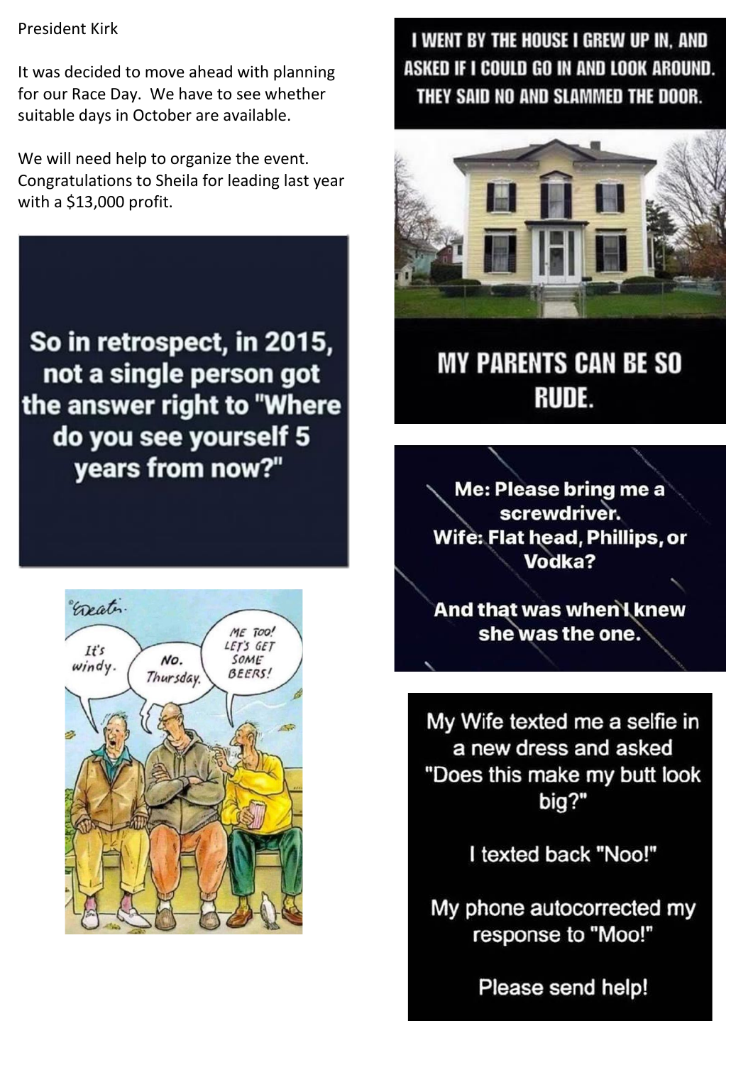President Kirk

It was decided to move ahead with planning for our Race Day. We have to see whether suitable days in October are available.

We will need help to organize the event. Congratulations to Sheila for leading last year with a $13,000 profit.

So in retrospect, in 2015, not a single person got the answer right to "Where do you see yourself 5 years from now?"

I WENT BY THE HOUSE I GREW UP IN, AND ASKED IF I COULD GO IN AND LOOK AROUND. THEY SAID NO AND SLAMMED THE DOOR.

MY PARENTS CAN BE SO RUDE.

Me: Please bring me a screwdriver.
Wife: Flat head, Phillips, or Vodka?

And that was when I knew she was the one.

It's windy.

No. Thursday.

ME TOO! LET'S GET SOME BEERS!

My Wife texted me a selfie in a new dress and asked "Does this make my butt look big?"

I texted back "Noo!"

My phone autocorrected my response to "Moo!"

Please send help!